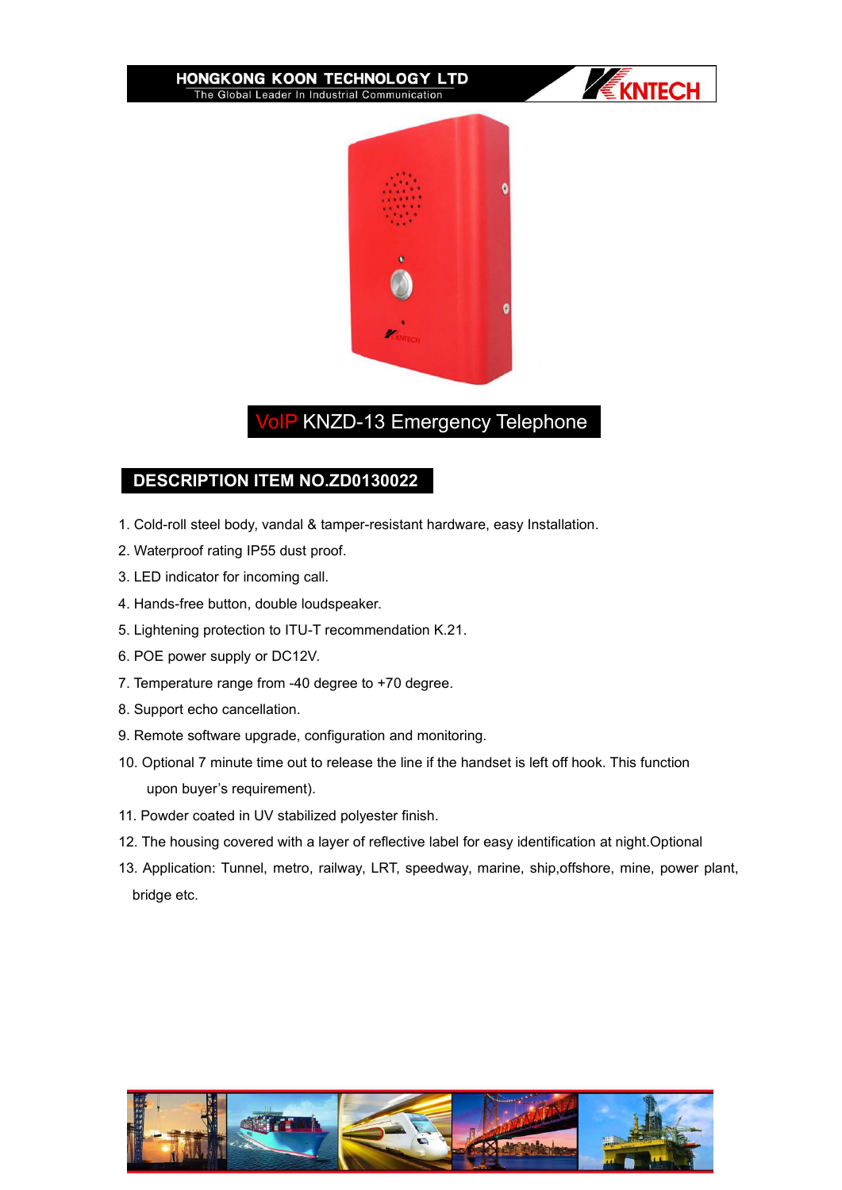# VoIP KNZD-13 Emergency Telephone

## DESCRIPTION ITEM NO.ZD0130022

1. Cold-roll steel body, vandal & tamper-resistant hardware, easy Installation.
2. Waterproof rating IP55 dust proof.
3. LED indicator for incoming call.
4. Hands-free button, double loudspeaker.
5. Lightening protection to ITU-T recommendation K.21.
6. POE power supply or DC12V.
7. Temperature range from -40 degree to +70 degree.
8. Support echo cancellation.
9. Remote software upgrade, configuration and monitoring.
10. Optional 7 minute time out to release the line if the handset is left off hook. This function upon buyer's requirement).
11. Powder coated in UV stabilized polyester finish.
12. The housing covered with a layer of reflective label for easy identification at night.Optional
13. Application: Tunnel, metro, railway, LRT, speedway, marine, ship,offshore, mine, power plant, bridge etc.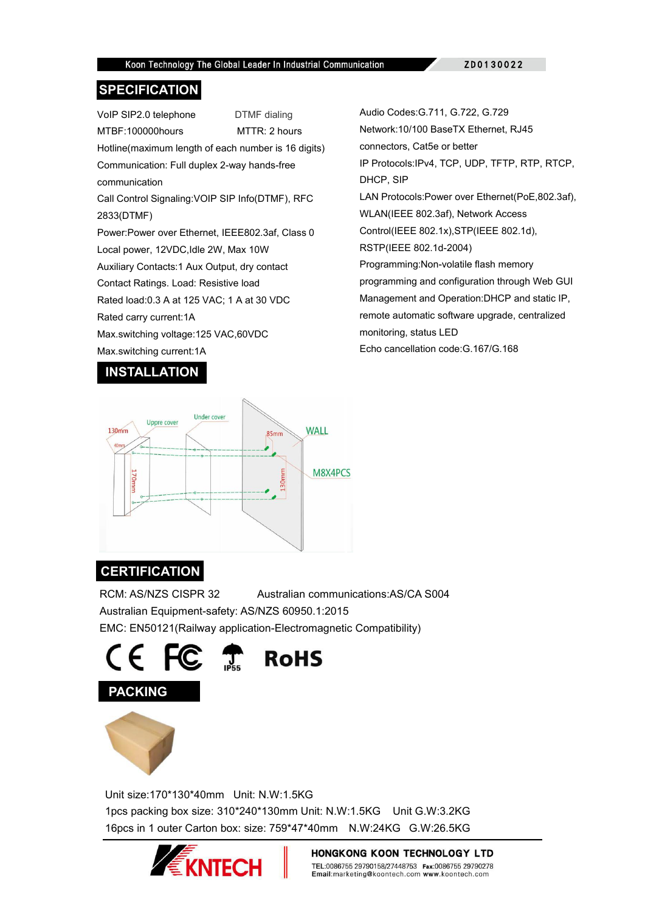## SPECIFICATION

VoIP SIP2.0 telephone DTMF dialing

MTBF:100000hours MTTR: 2 hours

Hotline(maximum length of each number is 16 digits)

Communication: Full duplex 2-way hands-free communication

Call Control Signaling:VOIP SIP Info(DTMF), RFC 2833(DTMF)

Power:Power over Ethernet, IEEE802.3af, Class 0

Local power, 12VDC,Idle 2W, Max 10W

Auxiliary Contacts:1 Aux Output, dry contact

Contact Ratings. Load: Resistive load

Rated load:0.3 A at 125 VAC; 1 A at 30 VDC

Rated carry current:1A

Max.switching voltage:125 VAC,60VDC

Max.switching current:1A

Audio Codes:G.711, G.722, G.729

Network:10/100 BaseTX Ethernet, RJ45 connectors, Cat5e or better

IP Protocols:IPv4, TCP, UDP, TFTP, RTP, RTCP, DHCP, SIP

LAN Protocols:Power over Ethernet(PoE,802.3af), WLAN(IEEE 802.3af), Network Access Control(IEEE 802.1x),STP(IEEE 802.1d), RSTP(IEEE 802.1d-2004)

Programming:Non-volatile flash memory programming and configuration through Web GUI

Management and Operation:DHCP and static IP, remote automatic software upgrade, centralized monitoring, status LED

Echo cancellation code:G.167/G.168

## INSTALLATION

130mm

40mm

170mm

Uppre cover

Under cover

85mm

130mm

WALL

M8X4PCS

## CERTIFICATION

RCM: AS/NZS CISPR 32 Australian communications:AS/CA S004

Australian Equipment-safety: AS/NZS 60950.1:2015

EMC: EN50121(Railway application-Electromagnetic Compatibility)

CE FC IP55 RoHS

## PACKING

Unit size:170*130*40mm Unit: N.W:1.5KG

1pcs packing box size: 310*240*130mm Unit: N.W:1.5KG Unit G.W:3.2KG

16pcs in 1 outer Carton box: size: 759*47*40mm N.W:24KG G.W:26.5KG

KNTECH

**HONGKONG KOON TECHNOLOGY LTD**

TEL:0086755 29790158/27448753 Fax:0086755 29790278

Email:marketing@koontech.com www.koontech.com